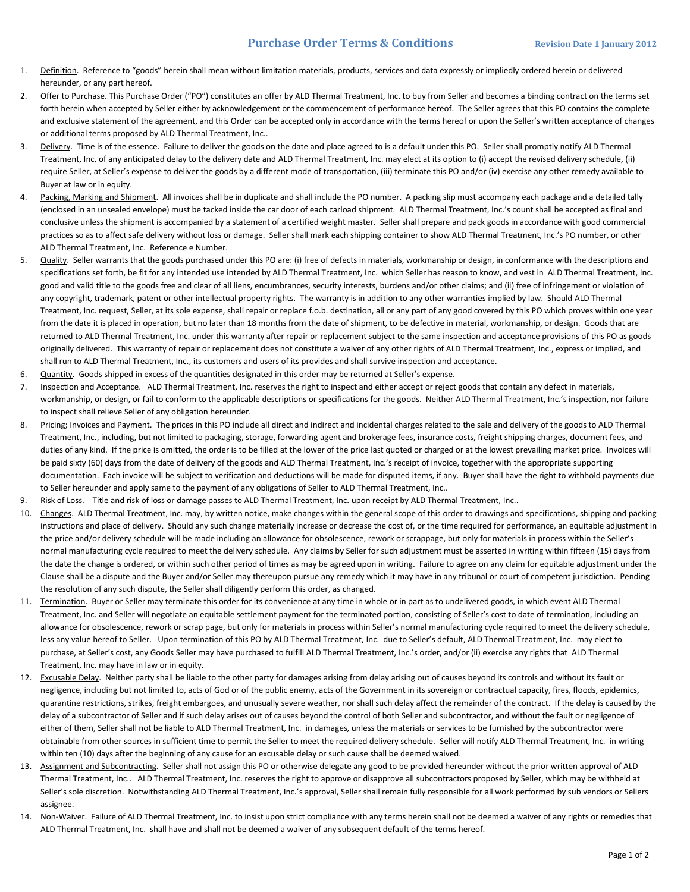# Purchase Order Terms & Conditions

**Revision Date 1 January 2012**

1. Definition. Reference to "goods" herein shall mean without limitation materials, products, services and data expressly or impliedly ordered herein or delivered hereunder, or any part hereof.
2. Offer to Purchase. This Purchase Order ("PO") constitutes an offer by ALD Thermal Treatment, Inc. to buy from Seller and becomes a binding contract on the terms set forth herein when accepted by Seller either by acknowledgement or the commencement of performance hereof. The Seller agrees that this PO contains the complete and exclusive statement of the agreement, and this Order can be accepted only in accordance with the terms hereof or upon the Seller's written acceptance of changes or additional terms proposed by ALD Thermal Treatment, Inc..
3. Delivery. Time is of the essence. Failure to deliver the goods on the date and place agreed to is a default under this PO. Seller shall promptly notify ALD Thermal Treatment, Inc. of any anticipated delay to the delivery date and ALD Thermal Treatment, Inc. may elect at its option to (i) accept the revised delivery schedule, (ii) require Seller, at Seller's expense to deliver the goods by a different mode of transportation, (iii) terminate this PO and/or (iv) exercise any other remedy available to Buyer at law or in equity.
4. Packing, Marking and Shipment. All invoices shall be in duplicate and shall include the PO number. A packing slip must accompany each package and a detailed tally (enclosed in an unsealed envelope) must be tacked inside the car door of each carload shipment. ALD Thermal Treatment, Inc.'s count shall be accepted as final and conclusive unless the shipment is accompanied by a statement of a certified weight master. Seller shall prepare and pack goods in accordance with good commercial practices so as to affect safe delivery without loss or damage. Seller shall mark each shipping container to show ALD Thermal Treatment, Inc.'s PO number, or other ALD Thermal Treatment, Inc. Reference e Number.
5. Quality. Seller warrants that the goods purchased under this PO are: (i) free of defects in materials, workmanship or design, in conformance with the descriptions and specifications set forth, be fit for any intended use intended by ALD Thermal Treatment, Inc. which Seller has reason to know, and vest in ALD Thermal Treatment, Inc. good and valid title to the goods free and clear of all liens, encumbrances, security interests, burdens and/or other claims; and (ii) free of infringement or violation of any copyright, trademark, patent or other intellectual property rights. The warranty is in addition to any other warranties implied by law. Should ALD Thermal Treatment, Inc. request, Seller, at its sole expense, shall repair or replace f.o.b. destination, all or any part of any good covered by this PO which proves within one year from the date it is placed in operation, but no later than 18 months from the date of shipment, to be defective in material, workmanship, or design. Goods that are returned to ALD Thermal Treatment, Inc. under this warranty after repair or replacement subject to the same inspection and acceptance provisions of this PO as goods originally delivered. This warranty of repair or replacement does not constitute a waiver of any other rights of ALD Thermal Treatment, Inc., express or implied, and shall run to ALD Thermal Treatment, Inc., its customers and users of its provides and shall survive inspection and acceptance.
6. Quantity. Goods shipped in excess of the quantities designated in this order may be returned at Seller's expense.
7. Inspection and Acceptance. ALD Thermal Treatment, Inc. reserves the right to inspect and either accept or reject goods that contain any defect in materials, workmanship, or design, or fail to conform to the applicable descriptions or specifications for the goods. Neither ALD Thermal Treatment, Inc.'s inspection, nor failure to inspect shall relieve Seller of any obligation hereunder.
8. Pricing; Invoices and Payment. The prices in this PO include all direct and indirect and incidental charges related to the sale and delivery of the goods to ALD Thermal Treatment, Inc., including, but not limited to packaging, storage, forwarding agent and brokerage fees, insurance costs, freight shipping charges, document fees, and duties of any kind. If the price is omitted, the order is to be filled at the lower of the price last quoted or charged or at the lowest prevailing market price. Invoices will be paid sixty (60) days from the date of delivery of the goods and ALD Thermal Treatment, Inc.'s receipt of invoice, together with the appropriate supporting documentation. Each invoice will be subject to verification and deductions will be made for disputed items, if any. Buyer shall have the right to withhold payments due to Seller hereunder and apply same to the payment of any obligations of Seller to ALD Thermal Treatment, Inc..
9. Risk of Loss. Title and risk of loss or damage passes to ALD Thermal Treatment, Inc. upon receipt by ALD Thermal Treatment, Inc..
10. Changes. ALD Thermal Treatment, Inc. may, by written notice, make changes within the general scope of this order to drawings and specifications, shipping and packing instructions and place of delivery. Should any such change materially increase or decrease the cost of, or the time required for performance, an equitable adjustment in the price and/or delivery schedule will be made including an allowance for obsolescence, rework or scrappage, but only for materials in process within the Seller's normal manufacturing cycle required to meet the delivery schedule. Any claims by Seller for such adjustment must be asserted in writing within fifteen (15) days from the date the change is ordered, or within such other period of times as may be agreed upon in writing. Failure to agree on any claim for equitable adjustment under the Clause shall be a dispute and the Buyer and/or Seller may thereupon pursue any remedy which it may have in any tribunal or court of competent jurisdiction. Pending the resolution of any such dispute, the Seller shall diligently perform this order, as changed.
11. Termination. Buyer or Seller may terminate this order for its convenience at any time in whole or in part as to undelivered goods, in which event ALD Thermal Treatment, Inc. and Seller will negotiate an equitable settlement payment for the terminated portion, consisting of Seller's cost to date of termination, including an allowance for obsolescence, rework or scrap page, but only for materials in process within Seller's normal manufacturing cycle required to meet the delivery schedule, less any value hereof to Seller. Upon termination of this PO by ALD Thermal Treatment, Inc. due to Seller's default, ALD Thermal Treatment, Inc. may elect to purchase, at Seller's cost, any Goods Seller may have purchased to fulfill ALD Thermal Treatment, Inc.'s order, and/or (ii) exercise any rights that ALD Thermal Treatment, Inc. may have in law or in equity.
12. Excusable Delay. Neither party shall be liable to the other party for damages arising from delay arising out of causes beyond its controls and without its fault or negligence, including but not limited to, acts of God or of the public enemy, acts of the Government in its sovereign or contractual capacity, fires, floods, epidemics, quarantine restrictions, strikes, freight embargoes, and unusually severe weather, nor shall such delay affect the remainder of the contract. If the delay is caused by the delay of a subcontractor of Seller and if such delay arises out of causes beyond the control of both Seller and subcontractor, and without the fault or negligence of either of them, Seller shall not be liable to ALD Thermal Treatment, Inc. in damages, unless the materials or services to be furnished by the subcontractor were obtainable from other sources in sufficient time to permit the Seller to meet the required delivery schedule. Seller will notify ALD Thermal Treatment, Inc. in writing within ten (10) days after the beginning of any cause for an excusable delay or such cause shall be deemed waived.
13. Assignment and Subcontracting. Seller shall not assign this PO or otherwise delegate any good to be provided hereunder without the prior written approval of ALD Thermal Treatment, Inc.. ALD Thermal Treatment, Inc. reserves the right to approve or disapprove all subcontractors proposed by Seller, which may be withheld at Seller's sole discretion. Notwithstanding ALD Thermal Treatment, Inc.'s approval, Seller shall remain fully responsible for all work performed by sub vendors or Sellers assignee.
14. Non-Waiver. Failure of ALD Thermal Treatment, Inc. to insist upon strict compliance with any terms herein shall not be deemed a waiver of any rights or remedies that ALD Thermal Treatment, Inc. shall have and shall not be deemed a waiver of any subsequent default of the terms hereof.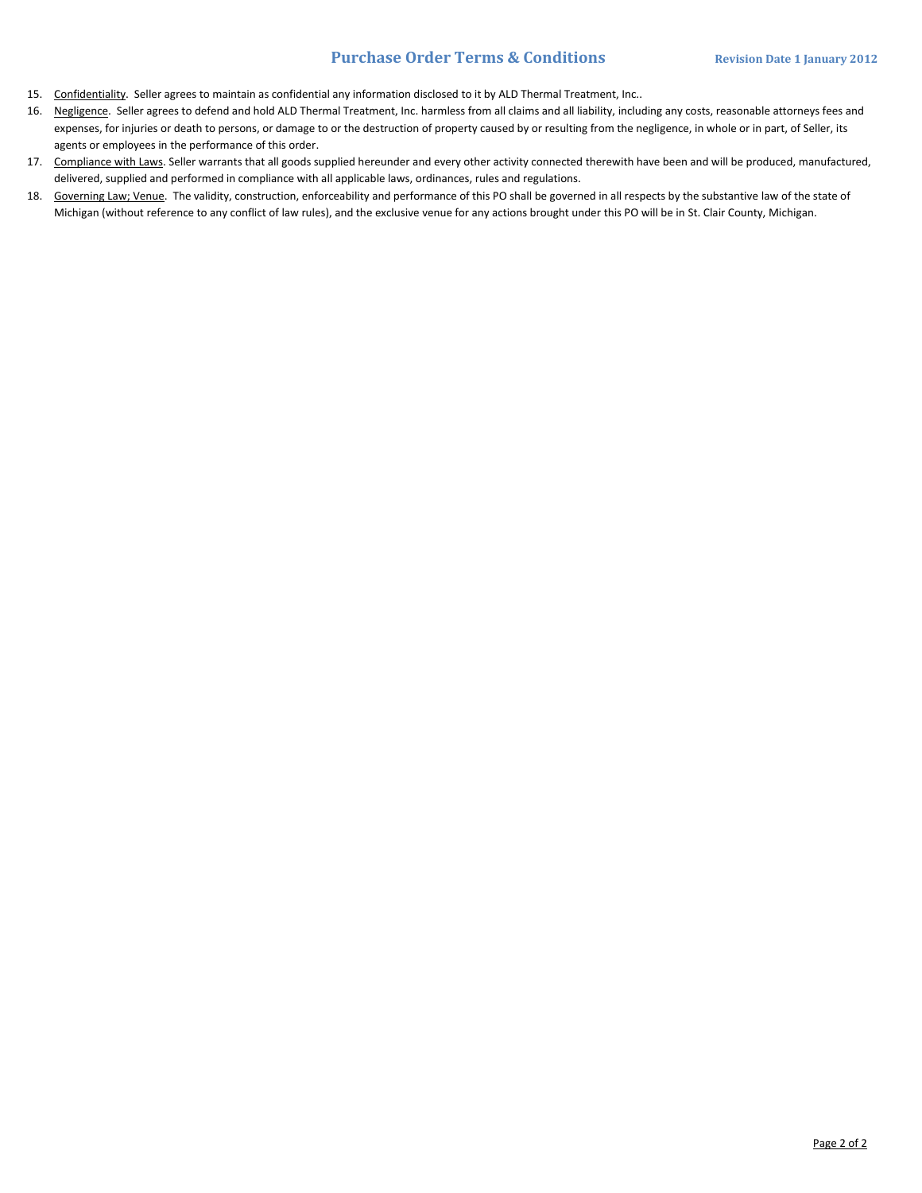15. Confidentiality. Seller agrees to maintain as confidential any information disclosed to it by ALD Thermal Treatment, Inc..
16. Negligence. Seller agrees to defend and hold ALD Thermal Treatment, Inc. harmless from all claims and all liability, including any costs, reasonable attorneys fees and expenses, for injuries or death to persons, or damage to or the destruction of property caused by or resulting from the negligence, in whole or in part, of Seller, its agents or employees in the performance of this order.
17. Compliance with Laws. Seller warrants that all goods supplied hereunder and every other activity connected therewith have been and will be produced, manufactured, delivered, supplied and performed in compliance with all applicable laws, ordinances, rules and regulations.
18. Governing Law; Venue. The validity, construction, enforceability and performance of this PO shall be governed in all respects by the substantive law of the state of Michigan (without reference to any conflict of law rules), and the exclusive venue for any actions brought under this PO will be in St. Clair County, Michigan.